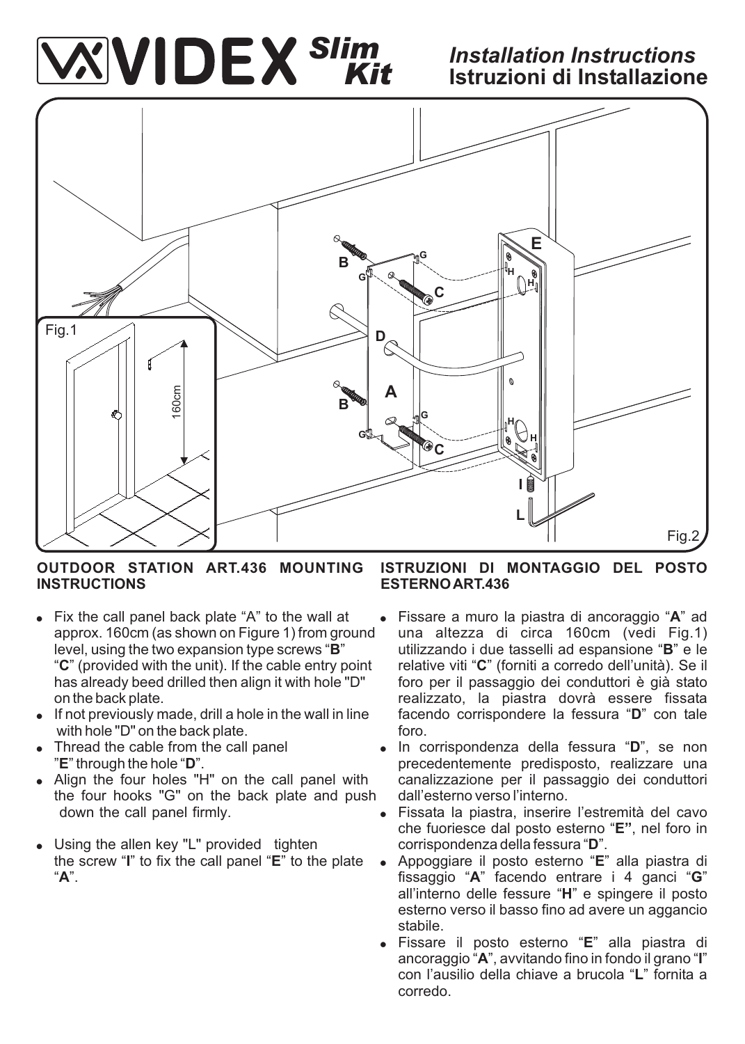# VIDEX Slim Kit

## Installation Instructions
## Istruzioni di Installazione

Fig.1

Fig.2

### OUTDOOR STATION ART.436 MOUNTING INSTRUCTIONS

- Fix the call panel back plate “A” to the wall at approx. 160cm (as shown on Figure 1) from ground level, using the two expansion type screws “**B**” “**C**” (provided with the unit). If the cable entry point has already beed drilled then align it with hole "D" on the back plate.
- If not previously made, drill a hole in the wall in line with hole "D" on the back plate.
- Thread the cable from the call panel ”**E**” through the hole “**D**”.
- Align the four holes "H" on the call panel with the four hooks "G" on the back plate and push down the call panel firmly.
- Using the allen key "L" provided tighten the screw “**I**” to fix the call panel “**E**” to the plate “**A**”.

### ISTRUZIONI DI MONTAGGIO DEL POSTO ESTERNO ART.436

- Fissare a muro la piastra di ancoraggio “**A**” ad una altezza di circa 160cm (vedi Fig.1) utilizzando i due tasselli ad espansione “**B**” e le relative viti “**C**” (forniti a corredo dell’unità). Se il foro per il passaggio dei conduttori è già stato realizzato, la piastra dovrà essere fissata facendo corrispondere la fessura “**D**” con tale foro.
- In corrispondenza della fessura “**D**”, se non precedentemente predisposto, realizzare una canalizzazione per il passaggio dei conduttori dall’esterno verso l’interno.
- Fissata la piastra, inserire l’estremità del cavo che fuoriesce dal posto esterno “**E”**, nel foro in corrispondenza della fessura “**D**”.
- Appoggiare il posto esterno “**E**” alla piastra di fissaggio “**A**” facendo entrare i 4 ganci “**G**” all’interno delle fessure “**H**” e spingere il posto esterno verso il basso fino ad avere un aggancio stabile.
- Fissare il posto esterno “**E**” alla piastra di ancoraggio “**A**”, avvitando fino in fondo il grano “**I**” con l’ausilio della chiave a brucola “**L**” fornita a corredo.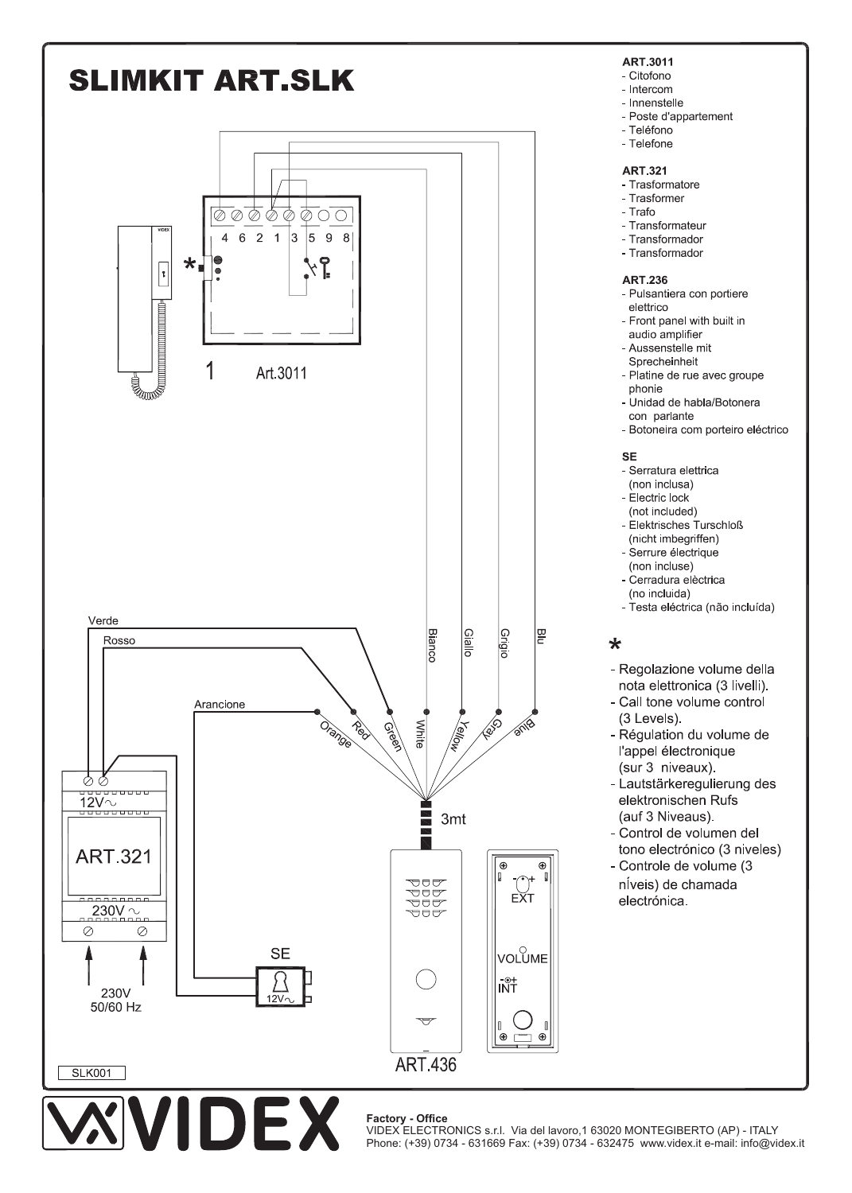# SLIMKIT ART.SLK

1 Art.3011

4 6 2 1 3 5 9 8

Verde

Rosso

Arancione

Bianco

Giallo

Grigio

Blu

Orange

Red

Green

White

Yellow

Gray

Blue

12V~

ART.321

230V ~

230V
50/60 Hz

SE

12V~

3mt

EXT

VOLUME

INT

ART.436

SLK001

**ART.3011**
- Citofono
- Intercom
- Innenstelle
- Poste d'appartement
- Teléfono
- Telefone

**ART.321**
- Trasformatore
- Trasformer
- Trafo
- Transformateur
- Transformador
- Transformador

**ART.236**
- Pulsantiera con portiere elettrico
- Front panel with built in audio amplifier
- Aussenstelle mit Sprecheinheit
- Platine de rue avec groupe phonie
- Unidad de habla/Botonera con parlante
- Botoneira com porteiro eléctrico

**SE**
- Serratura elettrica (non inclusa)
- Electric lock (not included)
- Elektrisches Turschloß (nicht imbegriffen)
- Serrure électrique (non incluse)
- Cerradura elèctrica (no incluida)
- Testa eléctrica (não incluída)

**\***
- Regolazione volume della nota elettronica (3 livelli).
- Call tone volume control (3 Levels).
- Régulation du volume de l'appel électronique (sur 3 niveaux).
- Lautstärkeregulierung des elektronischen Rufs (auf 3 Niveaus).
- Control de volumen del tono electrónico (3 niveles)
- Controle de volume (3 níveis) de chamada electrónica.

VIDEX

**Factory - Office**
VIDEX ELECTRONICS s.r.l. Via del lavoro,1 63020 MONTEGIBERTO (AP) - ITALY
Phone: (+39) 0734 - 631669 Fax: (+39) 0734 - 632475 www.videx.it e-mail: info@videx.it